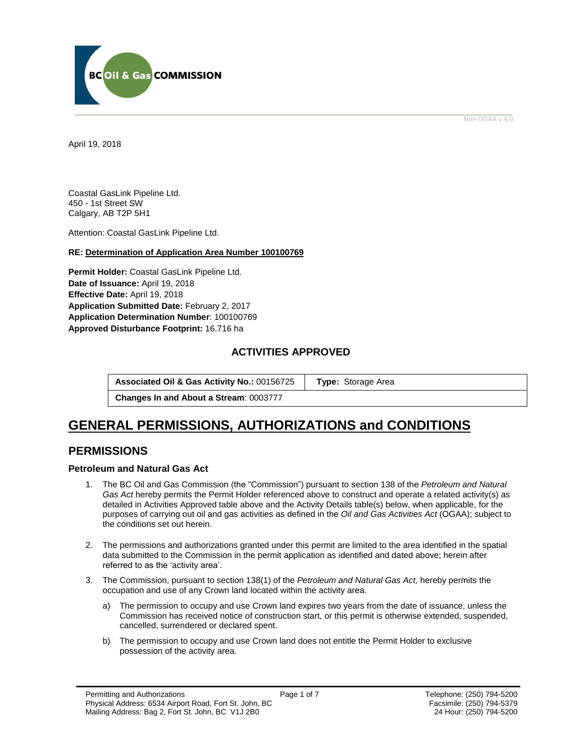BC Oil & Gas COMMISSION

Non OGAA v 4.0

April 19, 2018

Coastal GasLink Pipeline Ltd.
450 - 1st Street SW
Calgary, AB T2P 5H1

Attention: Coastal GasLink Pipeline Ltd.

**RE: Determination of Application Area Number 100100769**

**Permit Holder:** Coastal GasLink Pipeline Ltd.
**Date of Issuance:** April 19, 2018
**Effective Date:** April 19, 2018
**Application Submitted Date:** February 2, 2017
**Application Determination Number**: 100100769
**Approved Disturbance Footprint:** 16.716 ha

## ACTIVITIES APPROVED

| **Associated Oil & Gas Activity No.:** 00156725 | **Type:** Storage Area |
|---|---|
| **Changes In and About a Stream**: 0003777 | |

# GENERAL PERMISSIONS, AUTHORIZATIONS and CONDITIONS

## PERMISSIONS

### Petroleum and Natural Gas Act

1. The BC Oil and Gas Commission (the "Commission") pursuant to section 138 of the *Petroleum and Natural Gas Act* hereby permits the Permit Holder referenced above to construct and operate a related activity(s) as detailed in Activities Approved table above and the Activity Details table(s) below, when applicable, for the purposes of carrying out oil and gas activities as defined in the *Oil and Gas Activities Act* (OGAA); subject to the conditions set out herein.

2. The permissions and authorizations granted under this permit are limited to the area identified in the spatial data submitted to the Commission in the permit application as identified and dated above; herein after referred to as the 'activity area'.

3. The Commission, pursuant to section 138(1) of the *Petroleum and Natural Gas Act,* hereby permits the occupation and use of any Crown land located within the activity area.

   a) The permission to occupy and use Crown land expires two years from the date of issuance, unless the Commission has received notice of construction start, or this permit is otherwise extended, suspended, cancelled, surrendered or declared spent.

   b) The permission to occupy and use Crown land does not entitle the Permit Holder to exclusive possession of the activity area.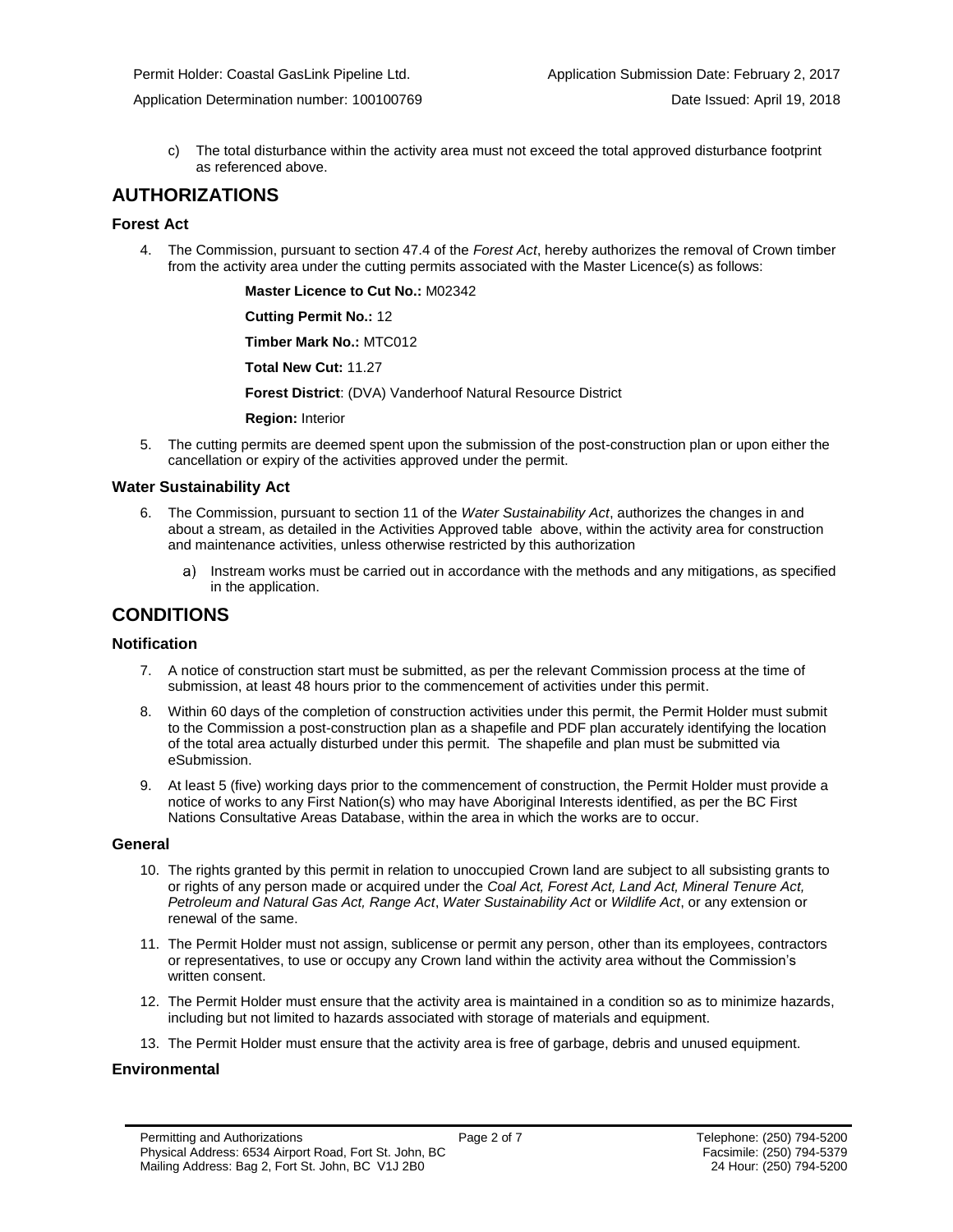c) The total disturbance within the activity area must not exceed the total approved disturbance footprint as referenced above.

## AUTHORIZATIONS

### Forest Act

4. The Commission, pursuant to section 47.4 of the *Forest Act*, hereby authorizes the removal of Crown timber from the activity area under the cutting permits associated with the Master Licence(s) as follows:

   **Master Licence to Cut No.:** M02342

   **Cutting Permit No.:** 12

   **Timber Mark No.:** MTC012

   **Total New Cut:** 11.27

   **Forest District**: (DVA) Vanderhoof Natural Resource District

   **Region:** Interior

5. The cutting permits are deemed spent upon the submission of the post-construction plan or upon either the cancellation or expiry of the activities approved under the permit.

### Water Sustainability Act

6. The Commission, pursuant to section 11 of the *Water Sustainability Act*, authorizes the changes in and about a stream, as detailed in the Activities Approved table above, within the activity area for construction and maintenance activities, unless otherwise restricted by this authorization

   a) Instream works must be carried out in accordance with the methods and any mitigations, as specified in the application.

## CONDITIONS

### Notification

7. A notice of construction start must be submitted, as per the relevant Commission process at the time of submission, at least 48 hours prior to the commencement of activities under this permit.

8. Within 60 days of the completion of construction activities under this permit, the Permit Holder must submit to the Commission a post-construction plan as a shapefile and PDF plan accurately identifying the location of the total area actually disturbed under this permit. The shapefile and plan must be submitted via eSubmission.

9. At least 5 (five) working days prior to the commencement of construction, the Permit Holder must provide a notice of works to any First Nation(s) who may have Aboriginal Interests identified, as per the BC First Nations Consultative Areas Database, within the area in which the works are to occur.

### General

10. The rights granted by this permit in relation to unoccupied Crown land are subject to all subsisting grants to or rights of any person made or acquired under the *Coal Act, Forest Act, Land Act, Mineral Tenure Act, Petroleum and Natural Gas Act, Range Act*, *Water Sustainability Act* or *Wildlife Act*, or any extension or renewal of the same.

11. The Permit Holder must not assign, sublicense or permit any person, other than its employees, contractors or representatives, to use or occupy any Crown land within the activity area without the Commission's written consent.

12. The Permit Holder must ensure that the activity area is maintained in a condition so as to minimize hazards, including but not limited to hazards associated with storage of materials and equipment.

13. The Permit Holder must ensure that the activity area is free of garbage, debris and unused equipment.

### Environmental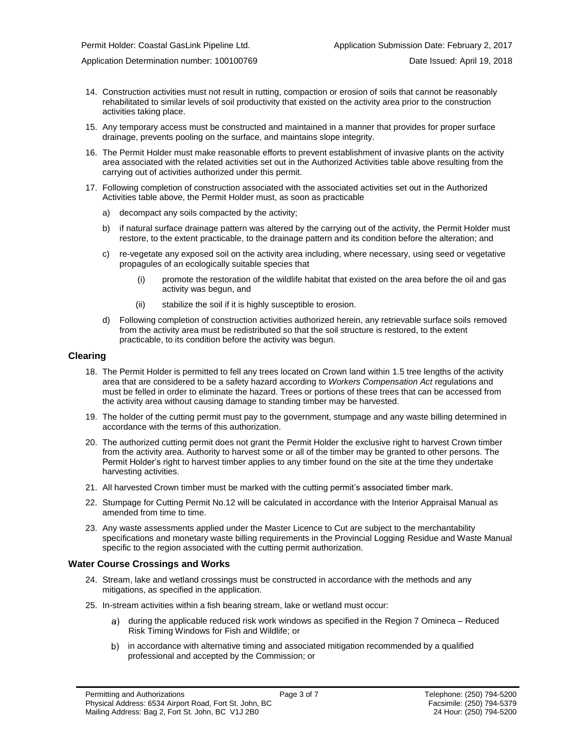14. Construction activities must not result in rutting, compaction or erosion of soils that cannot be reasonably rehabilitated to similar levels of soil productivity that existed on the activity area prior to the construction activities taking place.

15. Any temporary access must be constructed and maintained in a manner that provides for proper surface drainage, prevents pooling on the surface, and maintains slope integrity.

16. The Permit Holder must make reasonable efforts to prevent establishment of invasive plants on the activity area associated with the related activities set out in the Authorized Activities table above resulting from the carrying out of activities authorized under this permit.

17. Following completion of construction associated with the associated activities set out in the Authorized Activities table above, the Permit Holder must, as soon as practicable

    a) decompact any soils compacted by the activity;

    b) if natural surface drainage pattern was altered by the carrying out of the activity, the Permit Holder must restore, to the extent practicable, to the drainage pattern and its condition before the alteration; and

    c) re-vegetate any exposed soil on the activity area including, where necessary, using seed or vegetative propagules of an ecologically suitable species that

        (i) promote the restoration of the wildlife habitat that existed on the area before the oil and gas activity was begun, and

        (ii) stabilize the soil if it is highly susceptible to erosion.

    d) Following completion of construction activities authorized herein, any retrievable surface soils removed from the activity area must be redistributed so that the soil structure is restored, to the extent practicable, to its condition before the activity was begun.

### Clearing

18. The Permit Holder is permitted to fell any trees located on Crown land within 1.5 tree lengths of the activity area that are considered to be a safety hazard according to *Workers Compensation Act* regulations and must be felled in order to eliminate the hazard. Trees or portions of these trees that can be accessed from the activity area without causing damage to standing timber may be harvested.

19. The holder of the cutting permit must pay to the government, stumpage and any waste billing determined in accordance with the terms of this authorization.

20. The authorized cutting permit does not grant the Permit Holder the exclusive right to harvest Crown timber from the activity area. Authority to harvest some or all of the timber may be granted to other persons. The Permit Holder's right to harvest timber applies to any timber found on the site at the time they undertake harvesting activities.

21. All harvested Crown timber must be marked with the cutting permit's associated timber mark.

22. Stumpage for Cutting Permit No.12 will be calculated in accordance with the Interior Appraisal Manual as amended from time to time.

23. Any waste assessments applied under the Master Licence to Cut are subject to the merchantability specifications and monetary waste billing requirements in the Provincial Logging Residue and Waste Manual specific to the region associated with the cutting permit authorization.

### Water Course Crossings and Works

24. Stream, lake and wetland crossings must be constructed in accordance with the methods and any mitigations, as specified in the application.

25. In-stream activities within a fish bearing stream, lake or wetland must occur:

    a) during the applicable reduced risk work windows as specified in the Region 7 Omineca – Reduced Risk Timing Windows for Fish and Wildlife; or

    b) in accordance with alternative timing and associated mitigation recommended by a qualified professional and accepted by the Commission; or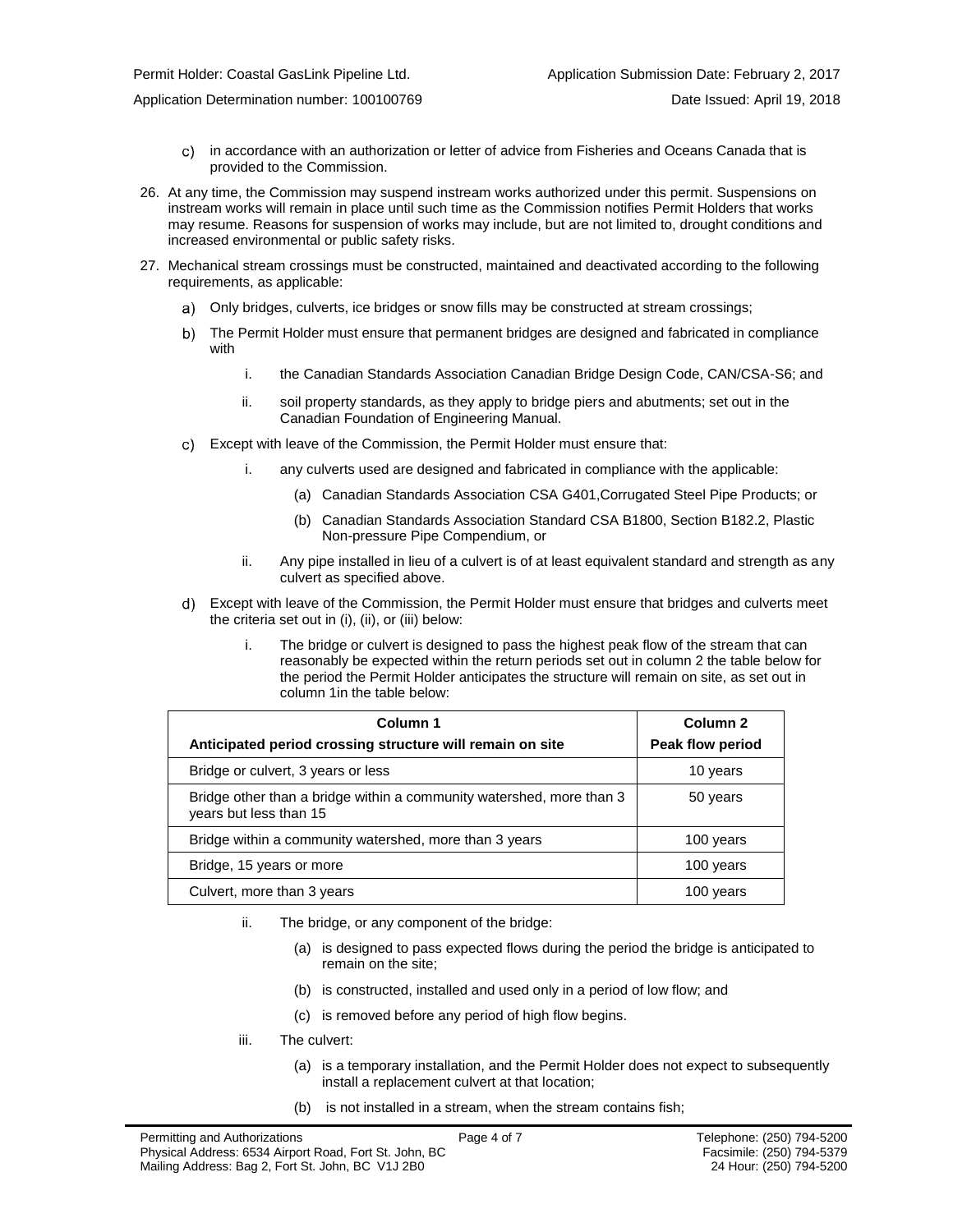c) in accordance with an authorization or letter of advice from Fisheries and Oceans Canada that is provided to the Commission.

26. At any time, the Commission may suspend instream works authorized under this permit. Suspensions on instream works will remain in place until such time as the Commission notifies Permit Holders that works may resume. Reasons for suspension of works may include, but are not limited to, drought conditions and increased environmental or public safety risks.

27. Mechanical stream crossings must be constructed, maintained and deactivated according to the following requirements, as applicable:

    a) Only bridges, culverts, ice bridges or snow fills may be constructed at stream crossings;

    b) The Permit Holder must ensure that permanent bridges are designed and fabricated in compliance with

        i. the Canadian Standards Association Canadian Bridge Design Code, CAN/CSA-S6; and

        ii. soil property standards, as they apply to bridge piers and abutments; set out in the Canadian Foundation of Engineering Manual.

    c) Except with leave of the Commission, the Permit Holder must ensure that:

        i. any culverts used are designed and fabricated in compliance with the applicable:

            (a) Canadian Standards Association CSA G401,Corrugated Steel Pipe Products; or

            (b) Canadian Standards Association Standard CSA B1800, Section B182.2, Plastic Non-pressure Pipe Compendium, or

        ii. Any pipe installed in lieu of a culvert is of at least equivalent standard and strength as any culvert as specified above.

    d) Except with leave of the Commission, the Permit Holder must ensure that bridges and culverts meet the criteria set out in (i), (ii), or (iii) below:

        i. The bridge or culvert is designed to pass the highest peak flow of the stream that can reasonably be expected within the return periods set out in column 2 the table below for the period the Permit Holder anticipates the structure will remain on site, as set out in column 1in the table below:

| Column 1<br>Anticipated period crossing structure will remain on site | Column 2<br>Peak flow period |
|---|---|
| Bridge or culvert, 3 years or less | 10 years |
| Bridge other than a bridge within a community watershed, more than 3 years but less than 15 | 50 years |
| Bridge within a community watershed, more than 3 years | 100 years |
| Bridge, 15 years or more | 100 years |
| Culvert, more than 3 years | 100 years |

        ii. The bridge, or any component of the bridge:

            (a) is designed to pass expected flows during the period the bridge is anticipated to remain on the site;

            (b) is constructed, installed and used only in a period of low flow; and

            (c) is removed before any period of high flow begins.

        iii. The culvert:

            (a) is a temporary installation, and the Permit Holder does not expect to subsequently install a replacement culvert at that location;

            (b) is not installed in a stream, when the stream contains fish;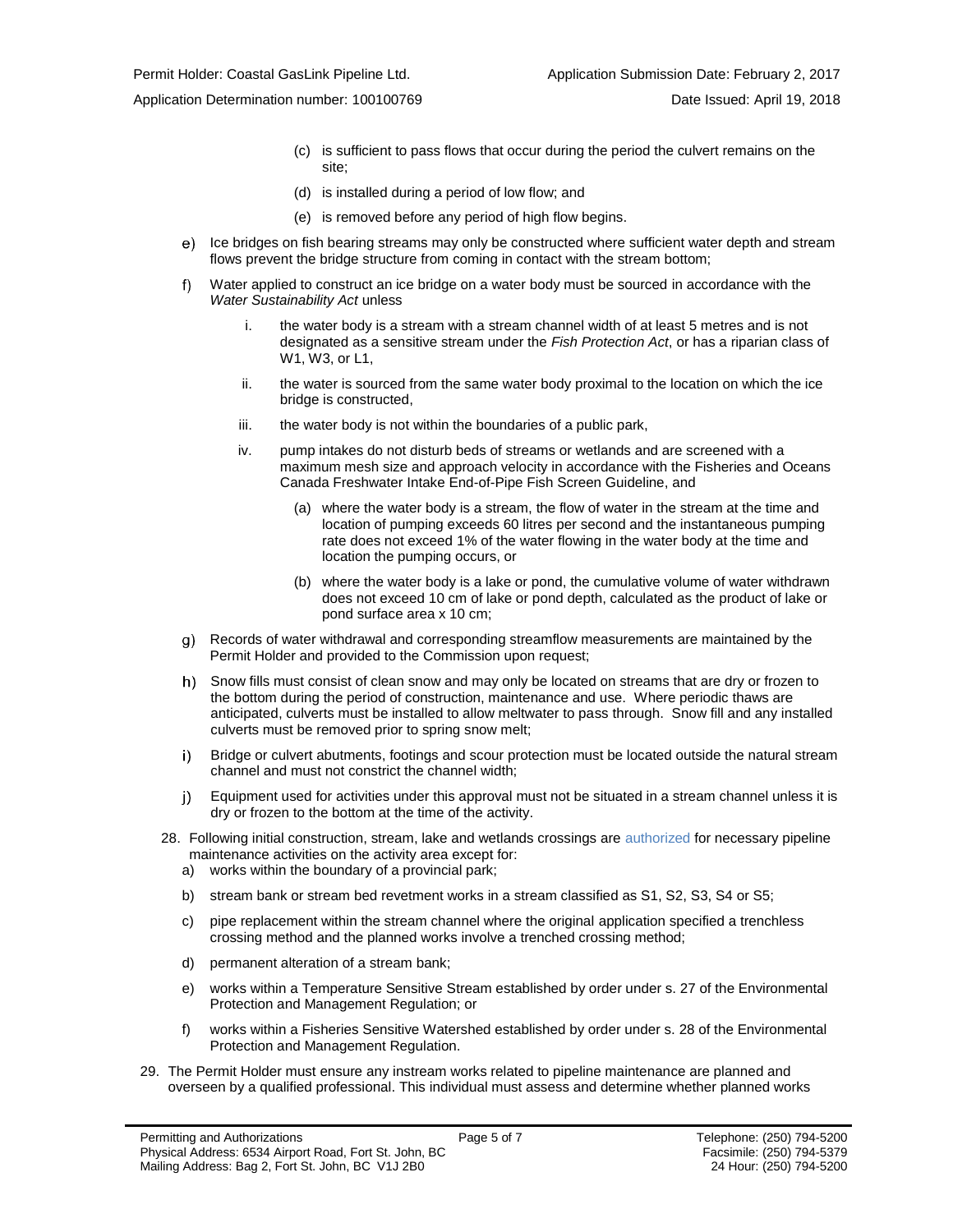(c) is sufficient to pass flows that occur during the period the culvert remains on the site;

(d) is installed during a period of low flow; and

(e) is removed before any period of high flow begins.

e) Ice bridges on fish bearing streams may only be constructed where sufficient water depth and stream flows prevent the bridge structure from coming in contact with the stream bottom;

f) Water applied to construct an ice bridge on a water body must be sourced in accordance with the *Water Sustainability Act* unless

   i. the water body is a stream with a stream channel width of at least 5 metres and is not designated as a sensitive stream under the *Fish Protection Act*, or has a riparian class of W1, W3, or L1,

   ii. the water is sourced from the same water body proximal to the location on which the ice bridge is constructed,

   iii. the water body is not within the boundaries of a public park,

   iv. pump intakes do not disturb beds of streams or wetlands and are screened with a maximum mesh size and approach velocity in accordance with the Fisheries and Oceans Canada Freshwater Intake End-of-Pipe Fish Screen Guideline, and

      (a) where the water body is a stream, the flow of water in the stream at the time and location of pumping exceeds 60 litres per second and the instantaneous pumping rate does not exceed 1% of the water flowing in the water body at the time and location the pumping occurs, or

      (b) where the water body is a lake or pond, the cumulative volume of water withdrawn does not exceed 10 cm of lake or pond depth, calculated as the product of lake or pond surface area x 10 cm;

g) Records of water withdrawal and corresponding streamflow measurements are maintained by the Permit Holder and provided to the Commission upon request;

h) Snow fills must consist of clean snow and may only be located on streams that are dry or frozen to the bottom during the period of construction, maintenance and use. Where periodic thaws are anticipated, culverts must be installed to allow meltwater to pass through. Snow fill and any installed culverts must be removed prior to spring snow melt;

i) Bridge or culvert abutments, footings and scour protection must be located outside the natural stream channel and must not constrict the channel width;

j) Equipment used for activities under this approval must not be situated in a stream channel unless it is dry or frozen to the bottom at the time of the activity.

28. Following initial construction, stream, lake and wetlands crossings are authorized for necessary pipeline maintenance activities on the activity area except for:
   a) works within the boundary of a provincial park;
   b) stream bank or stream bed revetment works in a stream classified as S1, S2, S3, S4 or S5;
   c) pipe replacement within the stream channel where the original application specified a trenchless crossing method and the planned works involve a trenched crossing method;
   d) permanent alteration of a stream bank;
   e) works within a Temperature Sensitive Stream established by order under s. 27 of the Environmental Protection and Management Regulation; or
   f) works within a Fisheries Sensitive Watershed established by order under s. 28 of the Environmental Protection and Management Regulation.

29. The Permit Holder must ensure any instream works related to pipeline maintenance are planned and overseen by a qualified professional. This individual must assess and determine whether planned works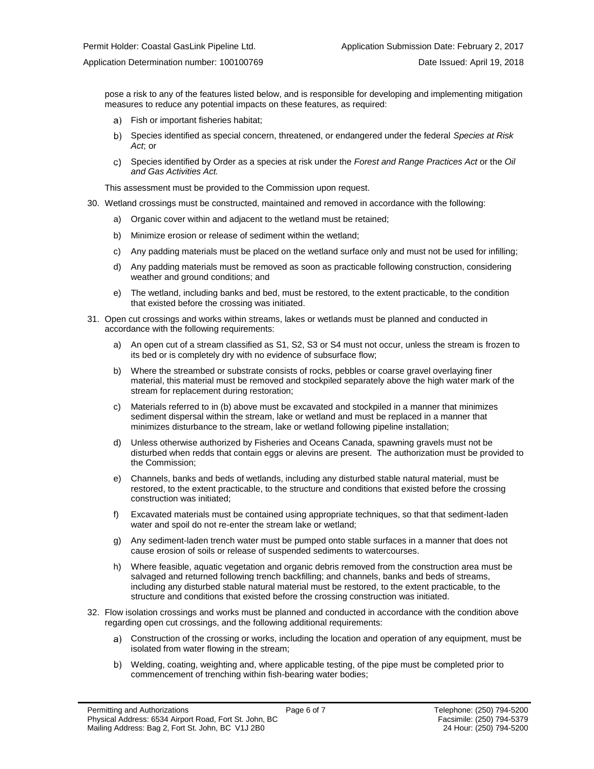pose a risk to any of the features listed below, and is responsible for developing and implementing mitigation measures to reduce any potential impacts on these features, as required:

a) Fish or important fisheries habitat;

b) Species identified as special concern, threatened, or endangered under the federal *Species at Risk Act*; or

c) Species identified by Order as a species at risk under the *Forest and Range Practices Act* or the *Oil and Gas Activities Act.*

This assessment must be provided to the Commission upon request.

30. Wetland crossings must be constructed, maintained and removed in accordance with the following:

    a) Organic cover within and adjacent to the wetland must be retained;

    b) Minimize erosion or release of sediment within the wetland;

    c) Any padding materials must be placed on the wetland surface only and must not be used for infilling;

    d) Any padding materials must be removed as soon as practicable following construction, considering weather and ground conditions; and

    e) The wetland, including banks and bed, must be restored, to the extent practicable, to the condition that existed before the crossing was initiated.

31. Open cut crossings and works within streams, lakes or wetlands must be planned and conducted in accordance with the following requirements:

    a) An open cut of a stream classified as S1, S2, S3 or S4 must not occur, unless the stream is frozen to its bed or is completely dry with no evidence of subsurface flow;

    b) Where the streambed or substrate consists of rocks, pebbles or coarse gravel overlaying finer material, this material must be removed and stockpiled separately above the high water mark of the stream for replacement during restoration;

    c) Materials referred to in (b) above must be excavated and stockpiled in a manner that minimizes sediment dispersal within the stream, lake or wetland and must be replaced in a manner that minimizes disturbance to the stream, lake or wetland following pipeline installation;

    d) Unless otherwise authorized by Fisheries and Oceans Canada, spawning gravels must not be disturbed when redds that contain eggs or alevins are present. The authorization must be provided to the Commission;

    e) Channels, banks and beds of wetlands, including any disturbed stable natural material, must be restored, to the extent practicable, to the structure and conditions that existed before the crossing construction was initiated;

    f) Excavated materials must be contained using appropriate techniques, so that that sediment-laden water and spoil do not re-enter the stream lake or wetland;

    g) Any sediment-laden trench water must be pumped onto stable surfaces in a manner that does not cause erosion of soils or release of suspended sediments to watercourses.

    h) Where feasible, aquatic vegetation and organic debris removed from the construction area must be salvaged and returned following trench backfilling; and channels, banks and beds of streams, including any disturbed stable natural material must be restored, to the extent practicable, to the structure and conditions that existed before the crossing construction was initiated.

32. Flow isolation crossings and works must be planned and conducted in accordance with the condition above regarding open cut crossings, and the following additional requirements:

    a) Construction of the crossing or works, including the location and operation of any equipment, must be isolated from water flowing in the stream;

    b) Welding, coating, weighting and, where applicable testing, of the pipe must be completed prior to commencement of trenching within fish-bearing water bodies;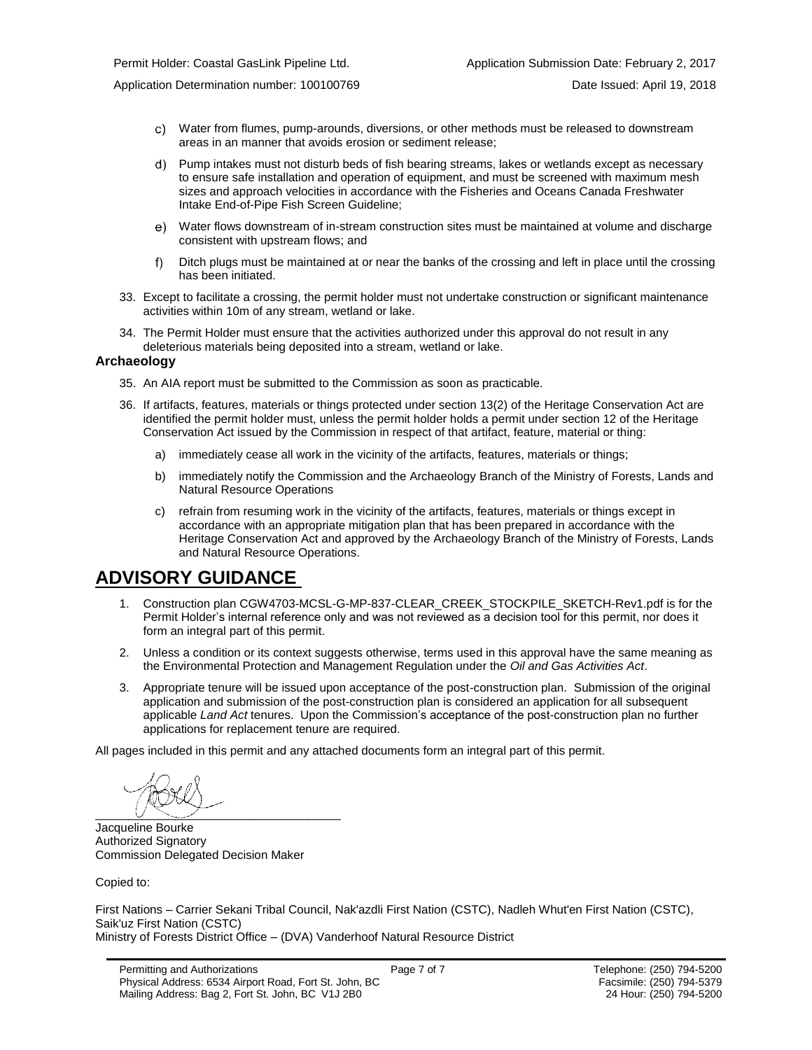c) Water from flumes, pump-arounds, diversions, or other methods must be released to downstream areas in an manner that avoids erosion or sediment release;

d) Pump intakes must not disturb beds of fish bearing streams, lakes or wetlands except as necessary to ensure safe installation and operation of equipment, and must be screened with maximum mesh sizes and approach velocities in accordance with the Fisheries and Oceans Canada Freshwater Intake End-of-Pipe Fish Screen Guideline;

e) Water flows downstream of in-stream construction sites must be maintained at volume and discharge consistent with upstream flows; and

f) Ditch plugs must be maintained at or near the banks of the crossing and left in place until the crossing has been initiated.

33. Except to facilitate a crossing, the permit holder must not undertake construction or significant maintenance activities within 10m of any stream, wetland or lake.

34. The Permit Holder must ensure that the activities authorized under this approval do not result in any deleterious materials being deposited into a stream, wetland or lake.

### Archaeology

35. An AIA report must be submitted to the Commission as soon as practicable.

36. If artifacts, features, materials or things protected under section 13(2) of the Heritage Conservation Act are identified the permit holder must, unless the permit holder holds a permit under section 12 of the Heritage Conservation Act issued by the Commission in respect of that artifact, feature, material or thing:

    a) immediately cease all work in the vicinity of the artifacts, features, materials or things;

    b) immediately notify the Commission and the Archaeology Branch of the Ministry of Forests, Lands and Natural Resource Operations

    c) refrain from resuming work in the vicinity of the artifacts, features, materials or things except in accordance with an appropriate mitigation plan that has been prepared in accordance with the Heritage Conservation Act and approved by the Archaeology Branch of the Ministry of Forests, Lands and Natural Resource Operations.

## ADVISORY GUIDANCE

1. Construction plan CGW4703-MCSL-G-MP-837-CLEAR_CREEK_STOCKPILE_SKETCH-Rev1.pdf is for the Permit Holder's internal reference only and was not reviewed as a decision tool for this permit, nor does it form an integral part of this permit.
2. Unless a condition or its context suggests otherwise, terms used in this approval have the same meaning as the Environmental Protection and Management Regulation under the *Oil and Gas Activities Act*.
3. Appropriate tenure will be issued upon acceptance of the post-construction plan. Submission of the original application and submission of the post-construction plan is considered an application for all subsequent applicable *Land Act* tenures. Upon the Commission's acceptance of the post-construction plan no further applications for replacement tenure are required.

All pages included in this permit and any attached documents form an integral part of this permit.

Jacqueline Bourke
Authorized Signatory
Commission Delegated Decision Maker

Copied to:

First Nations – Carrier Sekani Tribal Council, Nak'azdli First Nation (CSTC), Nadleh Whut'en First Nation (CSTC), Saik'uz First Nation (CSTC)
Ministry of Forests District Office – (DVA) Vanderhoof Natural Resource District